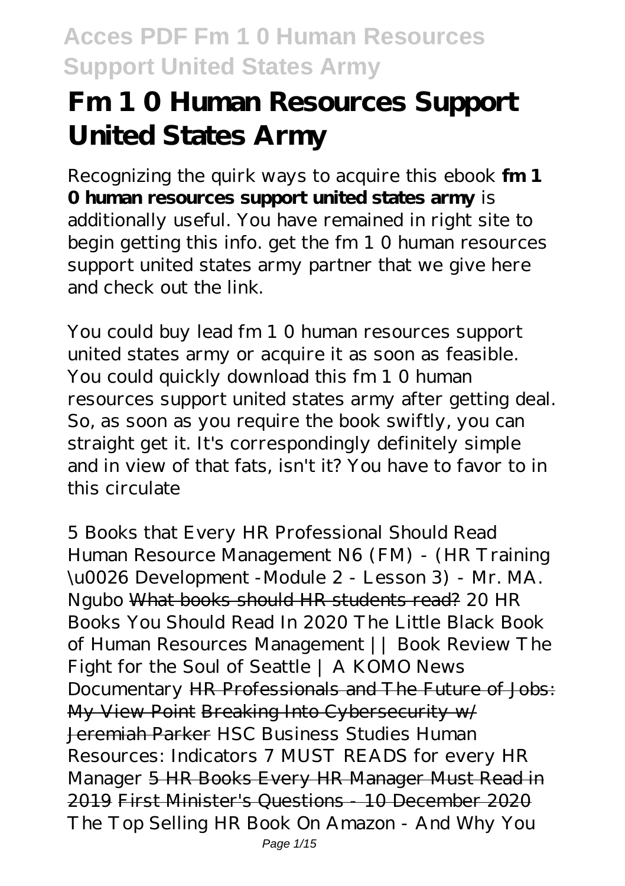# Fm 1 0 Human Resources Support United States Army

Recognizing the quirk ways to acquire this ebook **fm 1 0 human resources support united states army** is additionally useful. You have remained in right site to begin getting this info. get the fm 1 0 human resources support united states army partner that we give here and check out the link.

You could buy lead fm 1 0 human resources support united states army or acquire it as soon as feasible. You could quickly download this fm 1 0 human resources support united states army after getting deal. So, as soon as you require the book swiftly, you can straight get it. It's correspondingly definitely simple and in view of that fats, isn't it? You have to favor to in this circulate

*5 Books that Every HR Professional Should Read* *Human Resource Management N6 (FM) - (HR Training \u0026 Development -Module 2 - Lesson 3) - Mr. MA. Ngubo* What books should HR students read? *20 HR Books You Should Read In 2020* *The Little Black Book of Human Resources Management || Book Review* *The Fight for the Soul of Seattle | A KOMO News Documentary* HR Professionals and The Future of Jobs: My View Point Breaking Into Cybersecurity w/ Jeremiah Parker *HSC Business Studies Human Resources: Indicators* *7 MUST READS for every HR Manager* 5 HR Books Every HR Manager Must Read in 2019 First Minister's Questions - 10 December 2020 *The Top Selling HR Book On Amazon - And Why You*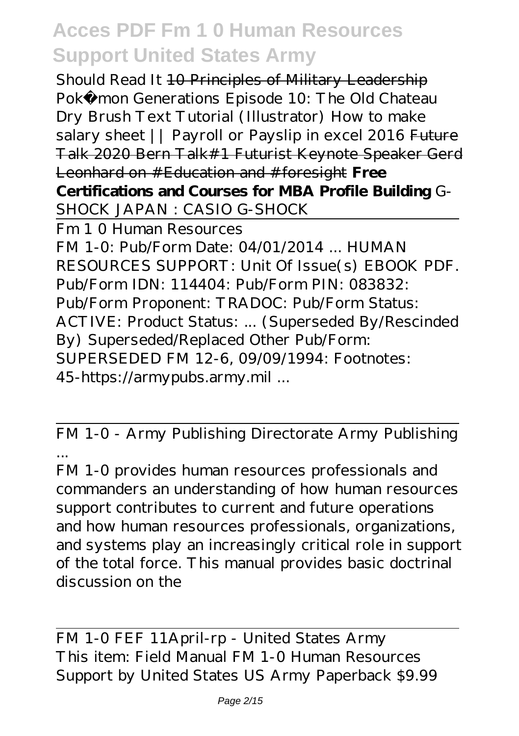Should Read It ~~10 Principles of Military Leadership~~ Pokémon Generations Episode 10: The Old Chateau Dry Brush Text Tutorial (Illustrator) How to make salary sheet || Payroll or Payslip in excel 2016 ~~Future Talk 2020 Bern Talk#1 Futurist Keynote Speaker Gerd Leonhard on #Education and #foresight~~ **Free Certifications and Courses for MBA Profile Building** G-SHOCK JAPAN : CASIO G-SHOCK

## Fm 1 0 Human Resources

FM 1-0: Pub/Form Date: 04/01/2014 ... HUMAN RESOURCES SUPPORT: Unit Of Issue(s) EBOOK PDF. Pub/Form IDN: 114404: Pub/Form PIN: 083832: Pub/Form Proponent: TRADOC: Pub/Form Status: ACTIVE: Product Status: ... (Superseded By/Rescinded By) Superseded/Replaced Other Pub/Form: SUPERSEDED FM 12-6, 09/09/1994: Footnotes: 45-https://armypubs.army.mil ...

## FM 1-0 - Army Publishing Directorate Army Publishing ...

FM 1-0 provides human resources professionals and commanders an understanding of how human resources support contributes to current and future operations and how human resources professionals, organizations, and systems play an increasingly critical role in support of the total force. This manual provides basic doctrinal discussion on the

## FM 1-0 FEF 11April-rp - United States Army

This item: Field Manual FM 1-0 Human Resources Support by United States US Army Paperback $9.99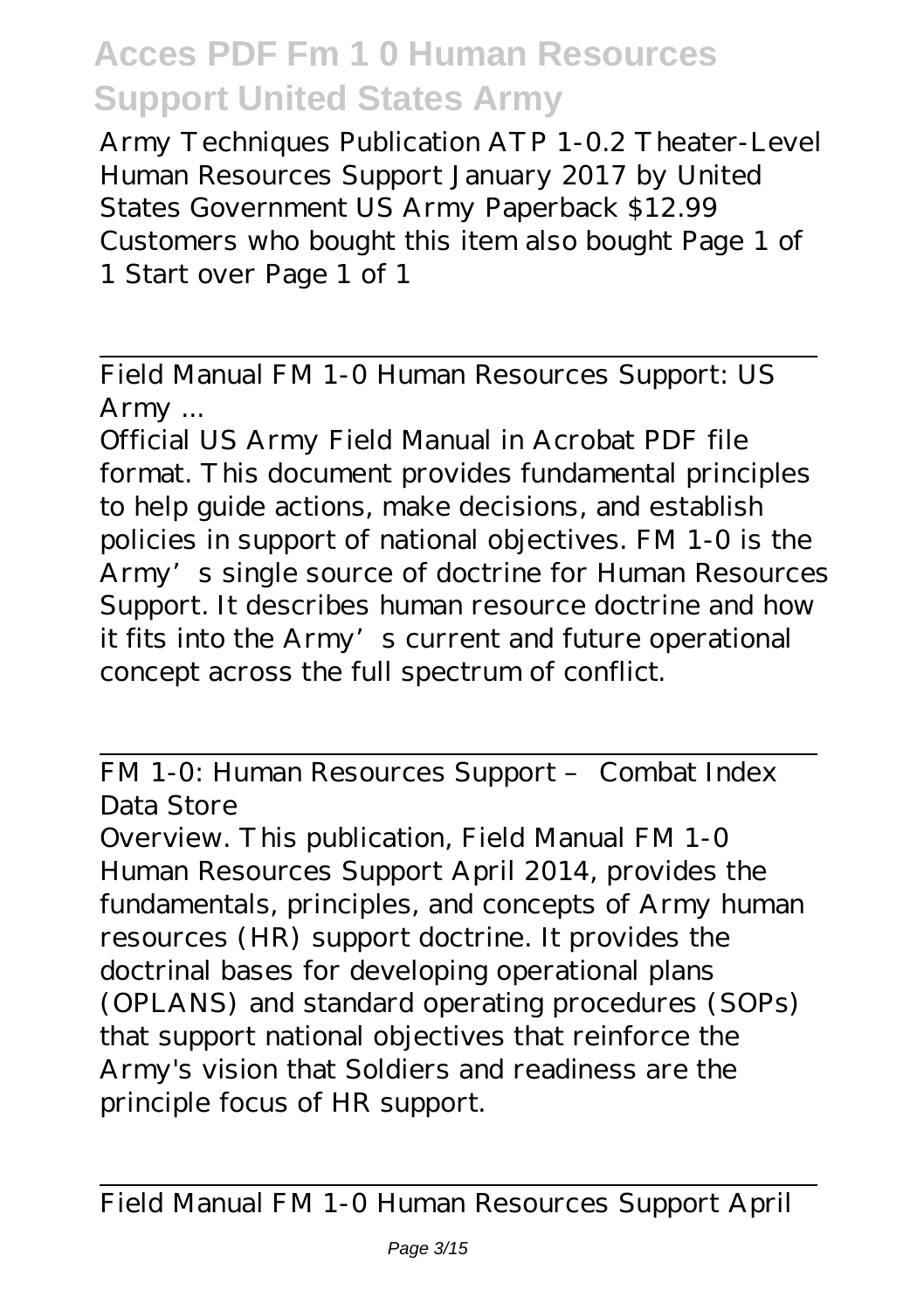Army Techniques Publication ATP 1-0.2 Theater-Level Human Resources Support January 2017 by United States Government US Army Paperback $12.99 Customers who bought this item also bought Page 1 of 1 Start over Page 1 of 1

## Field Manual FM 1-0 Human Resources Support: US Army ...

Official US Army Field Manual in Acrobat PDF file format. This document provides fundamental principles to help guide actions, make decisions, and establish policies in support of national objectives. FM 1-0 is the Army's single source of doctrine for Human Resources Support. It describes human resource doctrine and how it fits into the Army's current and future operational concept across the full spectrum of conflict.

## FM 1-0: Human Resources Support – Combat Index Data Store

Overview. This publication, Field Manual FM 1-0 Human Resources Support April 2014, provides the fundamentals, principles, and concepts of Army human resources (HR) support doctrine. It provides the doctrinal bases for developing operational plans (OPLANS) and standard operating procedures (SOPs) that support national objectives that reinforce the Army's vision that Soldiers and readiness are the principle focus of HR support.

## Field Manual FM 1-0 Human Resources Support April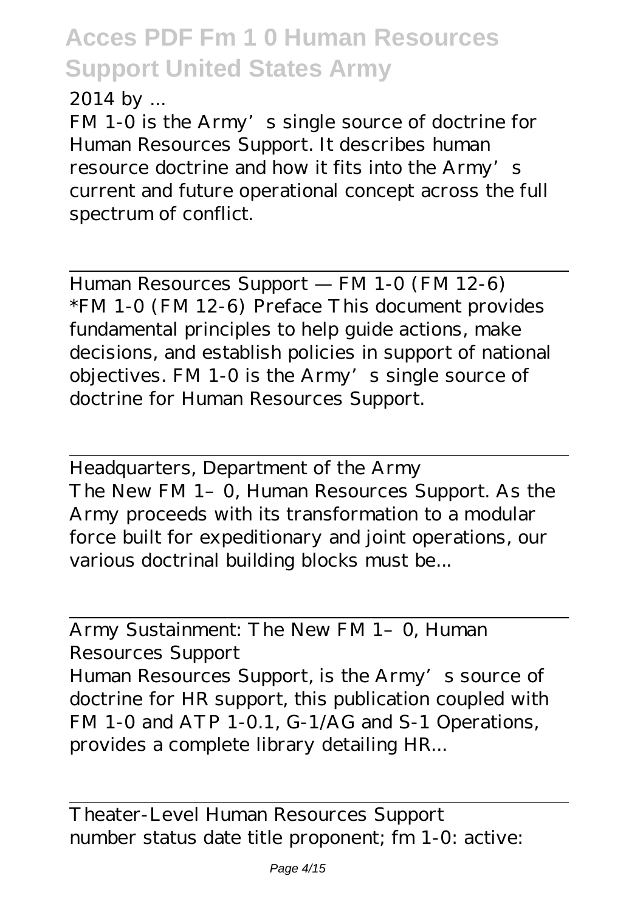2014 by ...

FM 1-0 is the Army's single source of doctrine for Human Resources Support. It describes human resource doctrine and how it fits into the Army's current and future operational concept across the full spectrum of conflict.

---

Human Resources Support — FM 1-0 (FM 12-6)

*FM 1-0 (FM 12-6) Preface This document provides fundamental principles to help guide actions, make decisions, and establish policies in support of national objectives. FM 1-0 is the Army's single source of doctrine for Human Resources Support.

---

Headquarters, Department of the Army

The New FM 1–0, Human Resources Support. As the Army proceeds with its transformation to a modular force built for expeditionary and joint operations, our various doctrinal building blocks must be...

---

Army Sustainment: The New FM 1–0, Human Resources Support

Human Resources Support, is the Army's source of doctrine for HR support, this publication coupled with FM 1-0 and ATP 1-0.1, G-1/AG and S-1 Operations, provides a complete library detailing HR...

---

Theater-Level Human Resources Support

number status date title proponent; fm 1-0: active: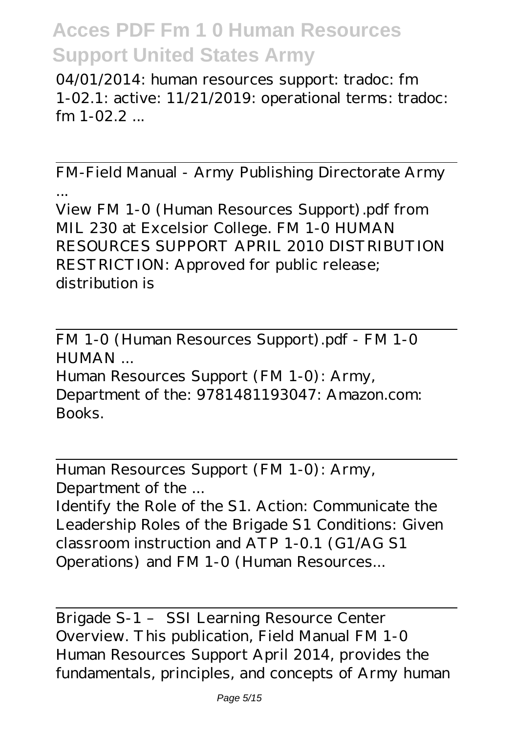04/01/2014: human resources support: tradoc: fm 1-02.1: active: 11/21/2019: operational terms: tradoc: fm 1-02.2 ...

FM-Field Manual - Army Publishing Directorate Army ...

View FM 1-0 (Human Resources Support).pdf from MIL 230 at Excelsior College. FM 1-0 HUMAN RESOURCES SUPPORT APRIL 2010 DISTRIBUTION RESTRICTION: Approved for public release; distribution is

FM 1-0 (Human Resources Support).pdf - FM 1-0 HUMAN ...

Human Resources Support (FM 1-0): Army, Department of the: 9781481193047: Amazon.com: Books.

Human Resources Support (FM 1-0): Army, Department of the ...

Identify the Role of the S1. Action: Communicate the Leadership Roles of the Brigade S1 Conditions: Given classroom instruction and ATP 1-0.1 (G1/AG S1 Operations) and FM 1-0 (Human Resources...

Brigade S-1 – SSI Learning Resource Center

Overview. This publication, Field Manual FM 1-0 Human Resources Support April 2014, provides the fundamentals, principles, and concepts of Army human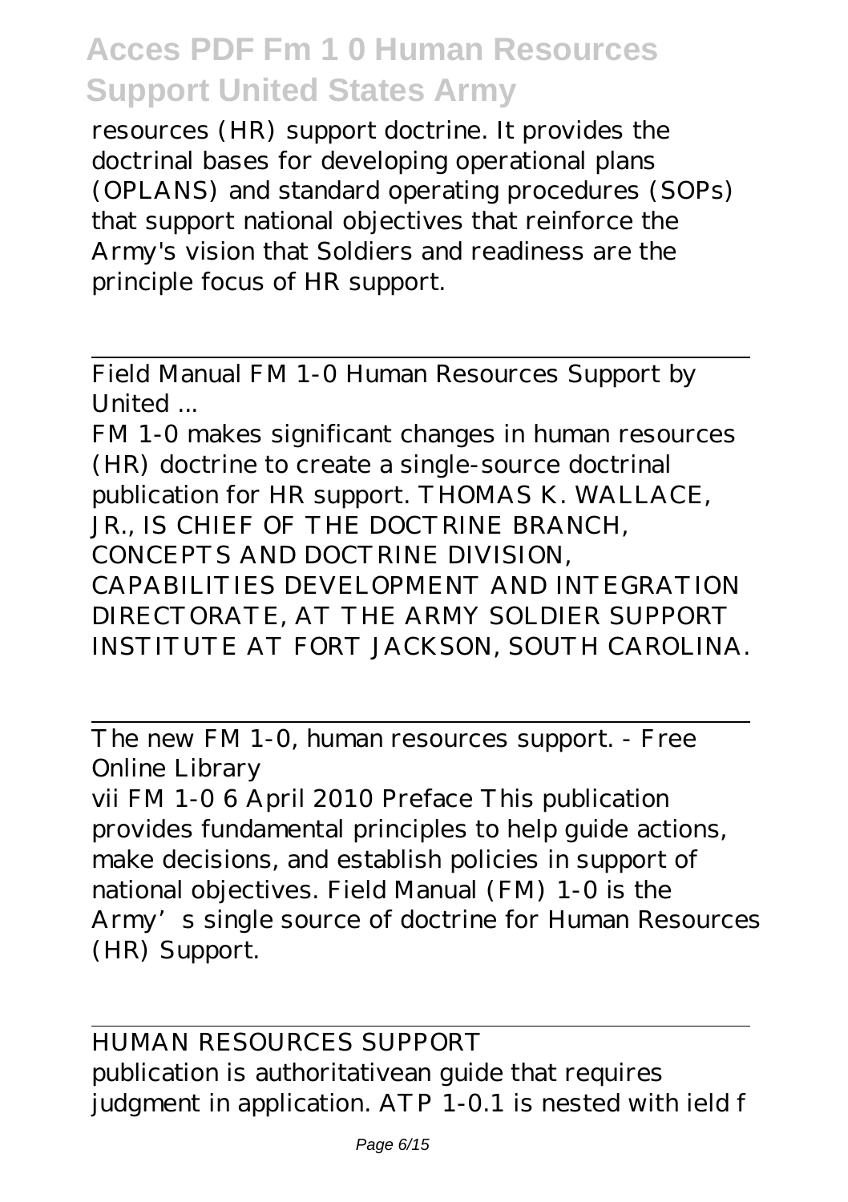resources (HR) support doctrine. It provides the doctrinal bases for developing operational plans (OPLANS) and standard operating procedures (SOPs) that support national objectives that reinforce the Army's vision that Soldiers and readiness are the principle focus of HR support.

Field Manual FM 1-0 Human Resources Support by United ...

FM 1-0 makes significant changes in human resources (HR) doctrine to create a single-source doctrinal publication for HR support. THOMAS K. WALLACE, JR., IS CHIEF OF THE DOCTRINE BRANCH, CONCEPTS AND DOCTRINE DIVISION, CAPABILITIES DEVELOPMENT AND INTEGRATION DIRECTORATE, AT THE ARMY SOLDIER SUPPORT INSTITUTE AT FORT JACKSON, SOUTH CAROLINA.

The new FM 1-0, human resources support. - Free Online Library

vii FM 1-0 6 April 2010 Preface This publication provides fundamental principles to help guide actions, make decisions, and establish policies in support of national objectives. Field Manual (FM) 1-0 is the Army's single source of doctrine for Human Resources (HR) Support.

HUMAN RESOURCES SUPPORT

publication is authoritativean guide that requires judgment in application. ATP 1-0.1 is nested with ield f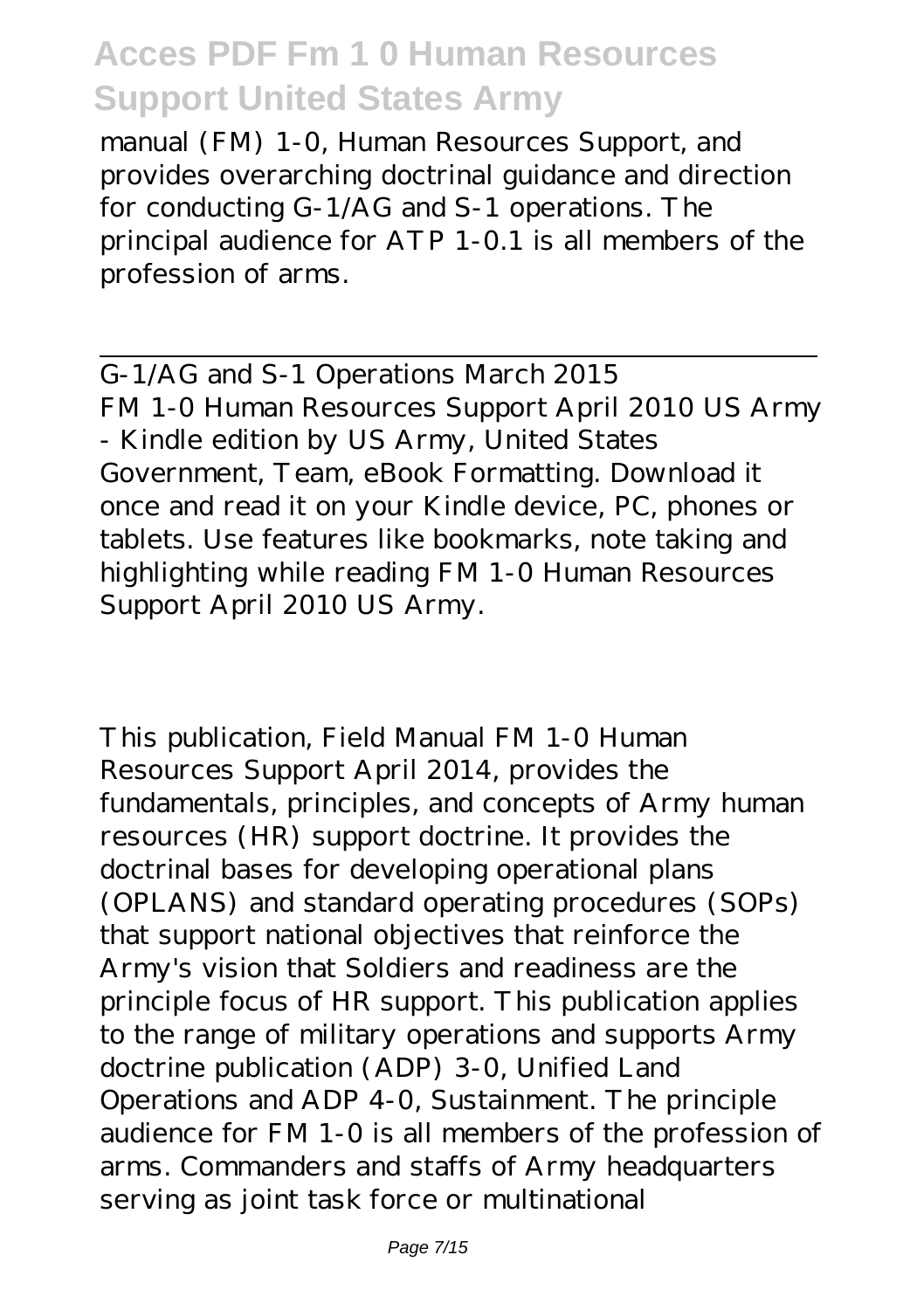manual (FM) 1-0, Human Resources Support, and provides overarching doctrinal guidance and direction for conducting G-1/AG and S-1 operations. The principal audience for ATP 1-0.1 is all members of the profession of arms.

---

G-1/AG and S-1 Operations March 2015
FM 1-0 Human Resources Support April 2010 US Army - Kindle edition by US Army, United States Government, Team, eBook Formatting. Download it once and read it on your Kindle device, PC, phones or tablets. Use features like bookmarks, note taking and highlighting while reading FM 1-0 Human Resources Support April 2010 US Army.

This publication, Field Manual FM 1-0 Human Resources Support April 2014, provides the fundamentals, principles, and concepts of Army human resources (HR) support doctrine. It provides the doctrinal bases for developing operational plans (OPLANS) and standard operating procedures (SOPs) that support national objectives that reinforce the Army's vision that Soldiers and readiness are the principle focus of HR support. This publication applies to the range of military operations and supports Army doctrine publication (ADP) 3-0, Unified Land Operations and ADP 4-0, Sustainment. The principle audience for FM 1-0 is all members of the profession of arms. Commanders and staffs of Army headquarters serving as joint task force or multinational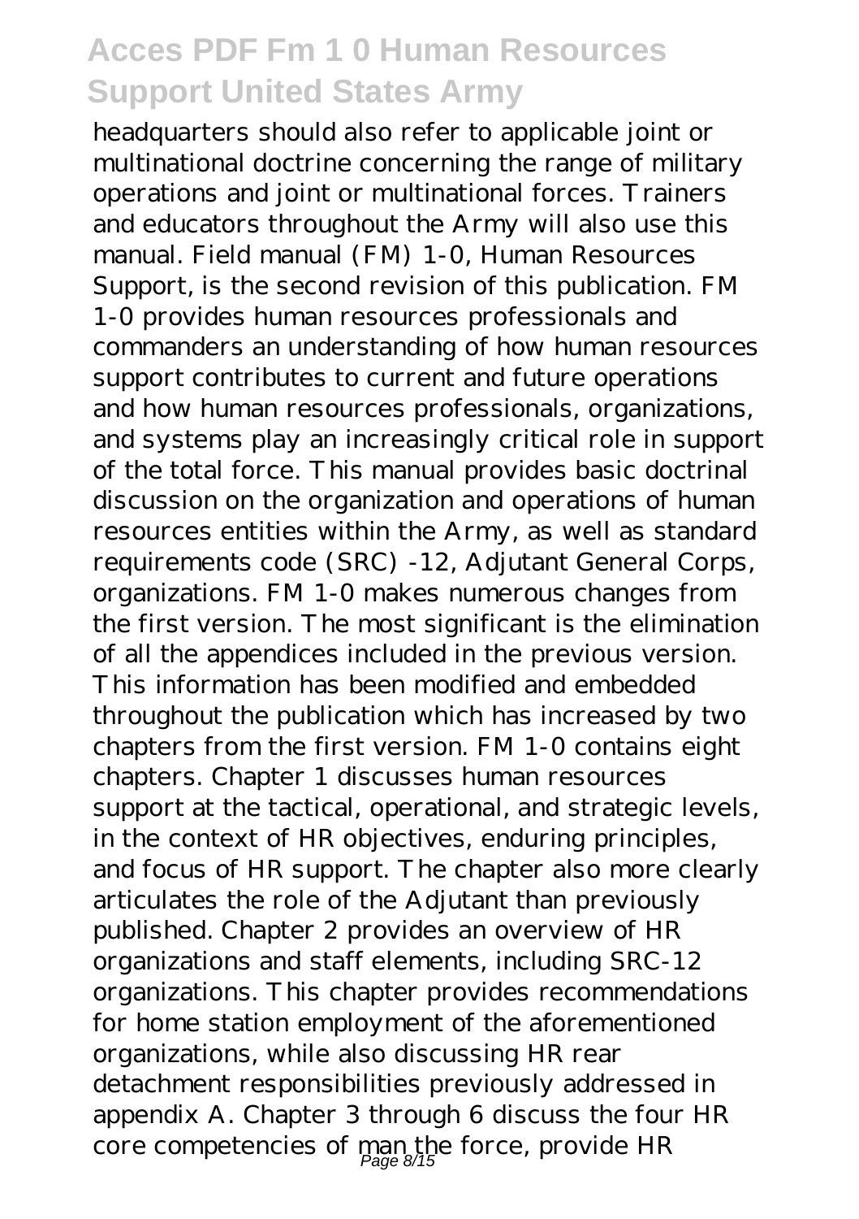headquarters should also refer to applicable joint or multinational doctrine concerning the range of military operations and joint or multinational forces. Trainers and educators throughout the Army will also use this manual. Field manual (FM) 1-0, Human Resources Support, is the second revision of this publication. FM 1-0 provides human resources professionals and commanders an understanding of how human resources support contributes to current and future operations and how human resources professionals, organizations, and systems play an increasingly critical role in support of the total force. This manual provides basic doctrinal discussion on the organization and operations of human resources entities within the Army, as well as standard requirements code (SRC) -12, Adjutant General Corps, organizations. FM 1-0 makes numerous changes from the first version. The most significant is the elimination of all the appendices included in the previous version. This information has been modified and embedded throughout the publication which has increased by two chapters from the first version. FM 1-0 contains eight chapters. Chapter 1 discusses human resources support at the tactical, operational, and strategic levels, in the context of HR objectives, enduring principles, and focus of HR support. The chapter also more clearly articulates the role of the Adjutant than previously published. Chapter 2 provides an overview of HR organizations and staff elements, including SRC-12 organizations. This chapter provides recommendations for home station employment of the aforementioned organizations, while also discussing HR rear detachment responsibilities previously addressed in appendix A. Chapter 3 through 6 discuss the four HR core competencies of man the force, provide HR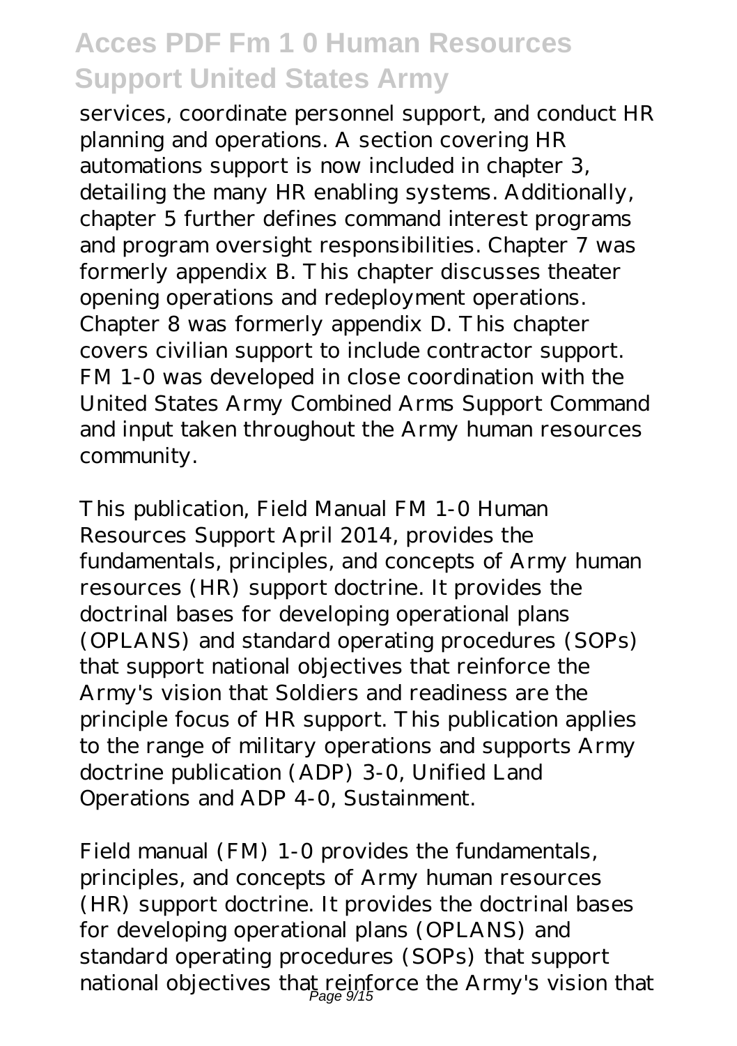services, coordinate personnel support, and conduct HR planning and operations. A section covering HR automations support is now included in chapter 3, detailing the many HR enabling systems. Additionally, chapter 5 further defines command interest programs and program oversight responsibilities. Chapter 7 was formerly appendix B. This chapter discusses theater opening operations and redeployment operations. Chapter 8 was formerly appendix D. This chapter covers civilian support to include contractor support. FM 1-0 was developed in close coordination with the United States Army Combined Arms Support Command and input taken throughout the Army human resources community.

This publication, Field Manual FM 1-0 Human Resources Support April 2014, provides the fundamentals, principles, and concepts of Army human resources (HR) support doctrine. It provides the doctrinal bases for developing operational plans (OPLANS) and standard operating procedures (SOPs) that support national objectives that reinforce the Army's vision that Soldiers and readiness are the principle focus of HR support. This publication applies to the range of military operations and supports Army doctrine publication (ADP) 3-0, Unified Land Operations and ADP 4-0, Sustainment.

Field manual (FM) 1-0 provides the fundamentals, principles, and concepts of Army human resources (HR) support doctrine. It provides the doctrinal bases for developing operational plans (OPLANS) and standard operating procedures (SOPs) that support national objectives that reinforce the Army's vision that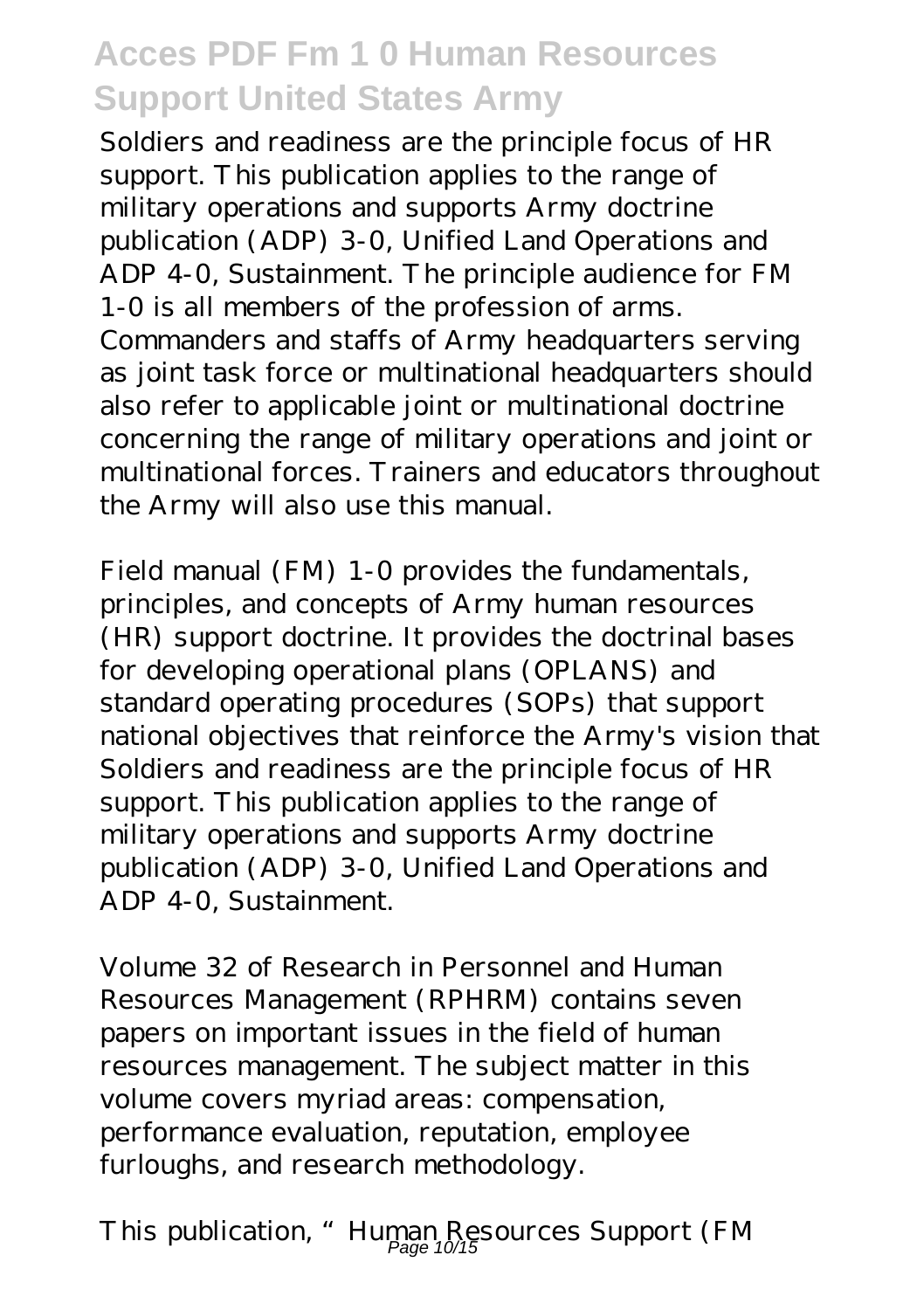Soldiers and readiness are the principle focus of HR support. This publication applies to the range of military operations and supports Army doctrine publication (ADP) 3-0, Unified Land Operations and ADP 4-0, Sustainment. The principle audience for FM 1-0 is all members of the profession of arms. Commanders and staffs of Army headquarters serving as joint task force or multinational headquarters should also refer to applicable joint or multinational doctrine concerning the range of military operations and joint or multinational forces. Trainers and educators throughout the Army will also use this manual.

Field manual (FM) 1-0 provides the fundamentals, principles, and concepts of Army human resources (HR) support doctrine. It provides the doctrinal bases for developing operational plans (OPLANS) and standard operating procedures (SOPs) that support national objectives that reinforce the Army's vision that Soldiers and readiness are the principle focus of HR support. This publication applies to the range of military operations and supports Army doctrine publication (ADP) 3-0, Unified Land Operations and ADP 4-0, Sustainment.

Volume 32 of Research in Personnel and Human Resources Management (RPHRM) contains seven papers on important issues in the field of human resources management. The subject matter in this volume covers myriad areas: compensation, performance evaluation, reputation, employee furloughs, and research methodology.

This publication, " Human Resources Support (FM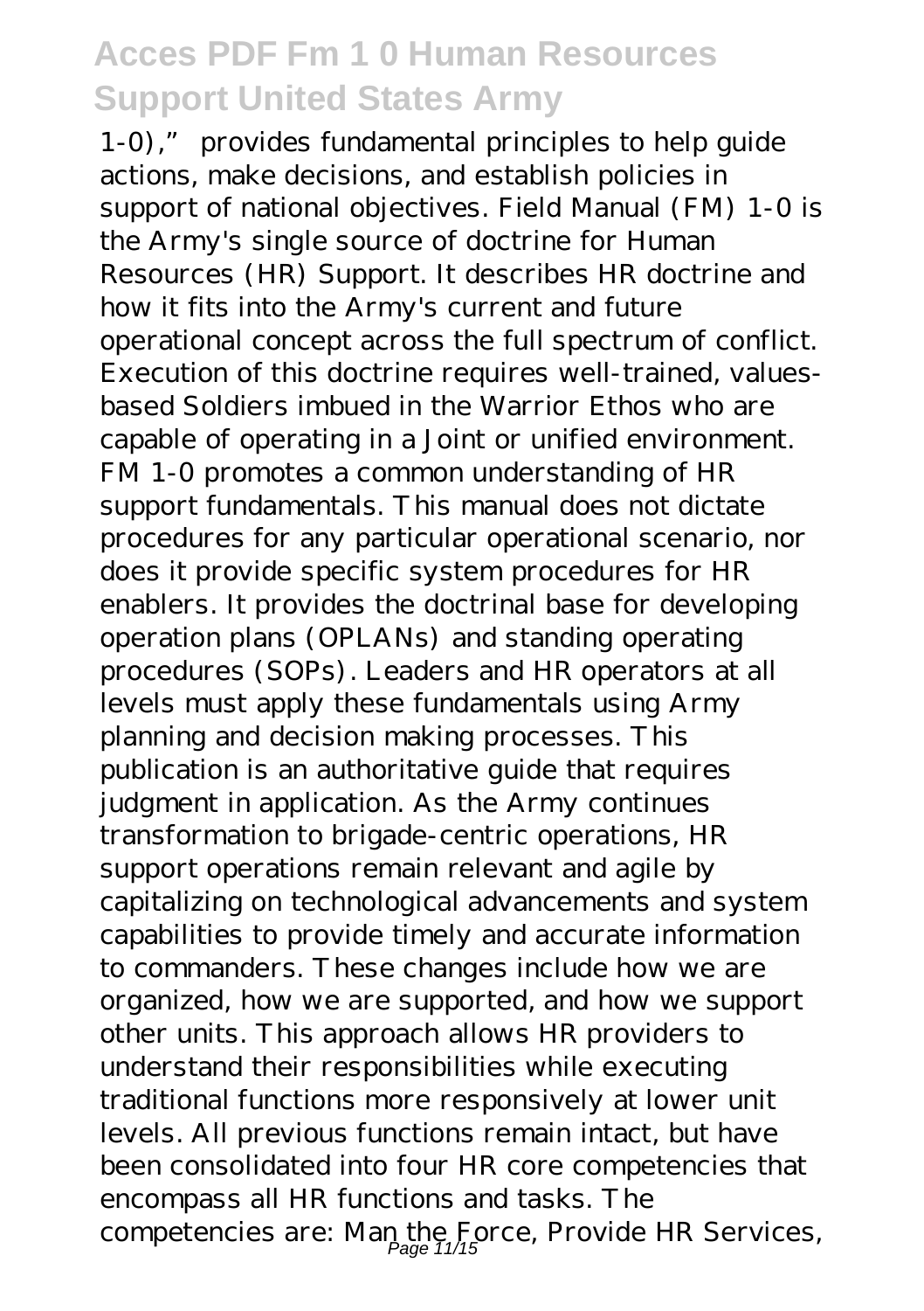1-0)," provides fundamental principles to help guide actions, make decisions, and establish policies in support of national objectives. Field Manual (FM) 1-0 is the Army's single source of doctrine for Human Resources (HR) Support. It describes HR doctrine and how it fits into the Army's current and future operational concept across the full spectrum of conflict. Execution of this doctrine requires well-trained, values-based Soldiers imbued in the Warrior Ethos who are capable of operating in a Joint or unified environment. FM 1-0 promotes a common understanding of HR support fundamentals. This manual does not dictate procedures for any particular operational scenario, nor does it provide specific system procedures for HR enablers. It provides the doctrinal base for developing operation plans (OPLANs) and standing operating procedures (SOPs). Leaders and HR operators at all levels must apply these fundamentals using Army planning and decision making processes. This publication is an authoritative guide that requires judgment in application. As the Army continues transformation to brigade-centric operations, HR support operations remain relevant and agile by capitalizing on technological advancements and system capabilities to provide timely and accurate information to commanders. These changes include how we are organized, how we are supported, and how we support other units. This approach allows HR providers to understand their responsibilities while executing traditional functions more responsively at lower unit levels. All previous functions remain intact, but have been consolidated into four HR core competencies that encompass all HR functions and tasks. The competencies are: Man the Force, Provide HR Services,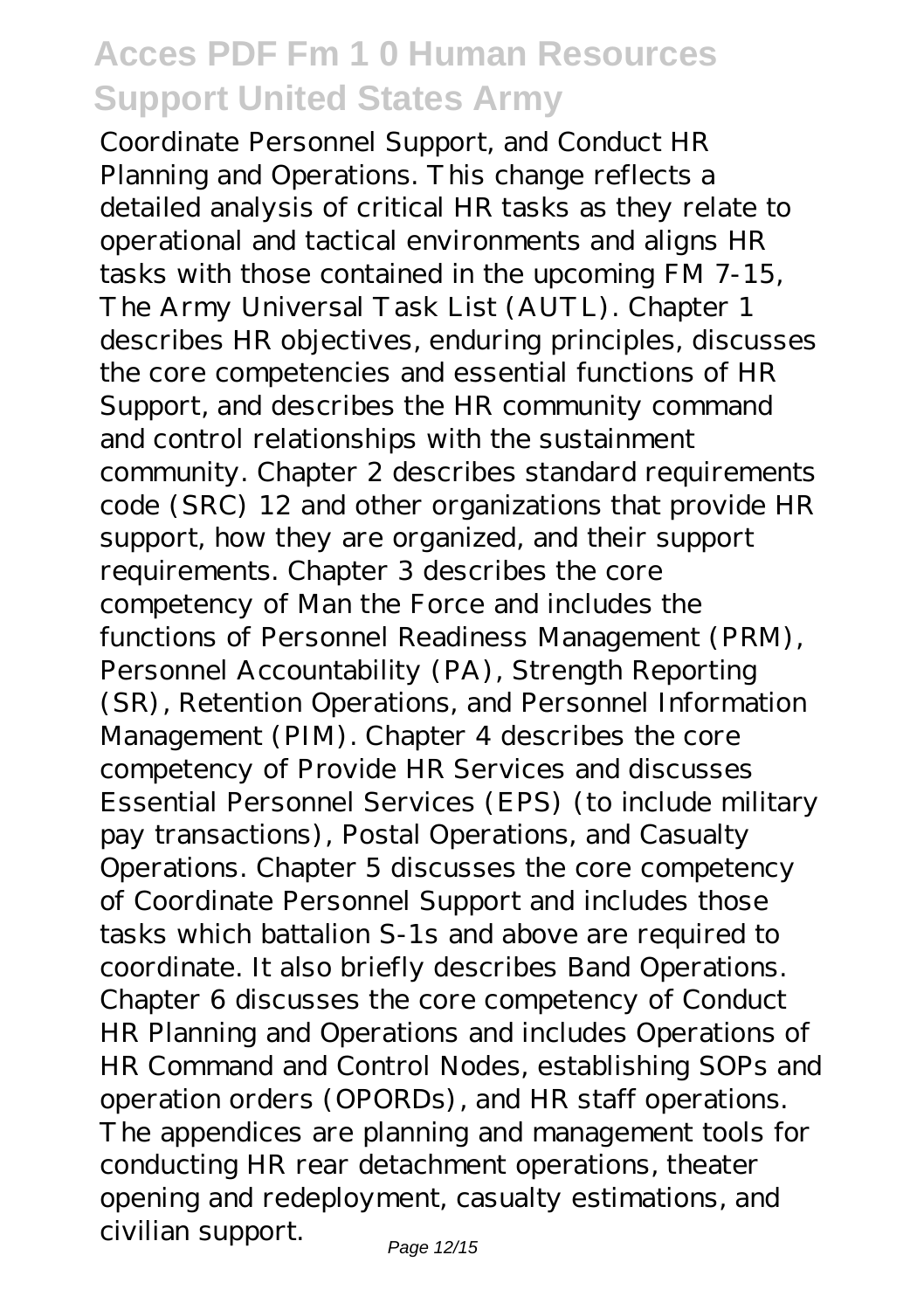Coordinate Personnel Support, and Conduct HR Planning and Operations. This change reflects a detailed analysis of critical HR tasks as they relate to operational and tactical environments and aligns HR tasks with those contained in the upcoming FM 7-15, The Army Universal Task List (AUTL). Chapter 1 describes HR objectives, enduring principles, discusses the core competencies and essential functions of HR Support, and describes the HR community command and control relationships with the sustainment community. Chapter 2 describes standard requirements code (SRC) 12 and other organizations that provide HR support, how they are organized, and their support requirements. Chapter 3 describes the core competency of Man the Force and includes the functions of Personnel Readiness Management (PRM), Personnel Accountability (PA), Strength Reporting (SR), Retention Operations, and Personnel Information Management (PIM). Chapter 4 describes the core competency of Provide HR Services and discusses Essential Personnel Services (EPS) (to include military pay transactions), Postal Operations, and Casualty Operations. Chapter 5 discusses the core competency of Coordinate Personnel Support and includes those tasks which battalion S-1s and above are required to coordinate. It also briefly describes Band Operations. Chapter 6 discusses the core competency of Conduct HR Planning and Operations and includes Operations of HR Command and Control Nodes, establishing SOPs and operation orders (OPORDs), and HR staff operations. The appendices are planning and management tools for conducting HR rear detachment operations, theater opening and redeployment, casualty estimations, and civilian support.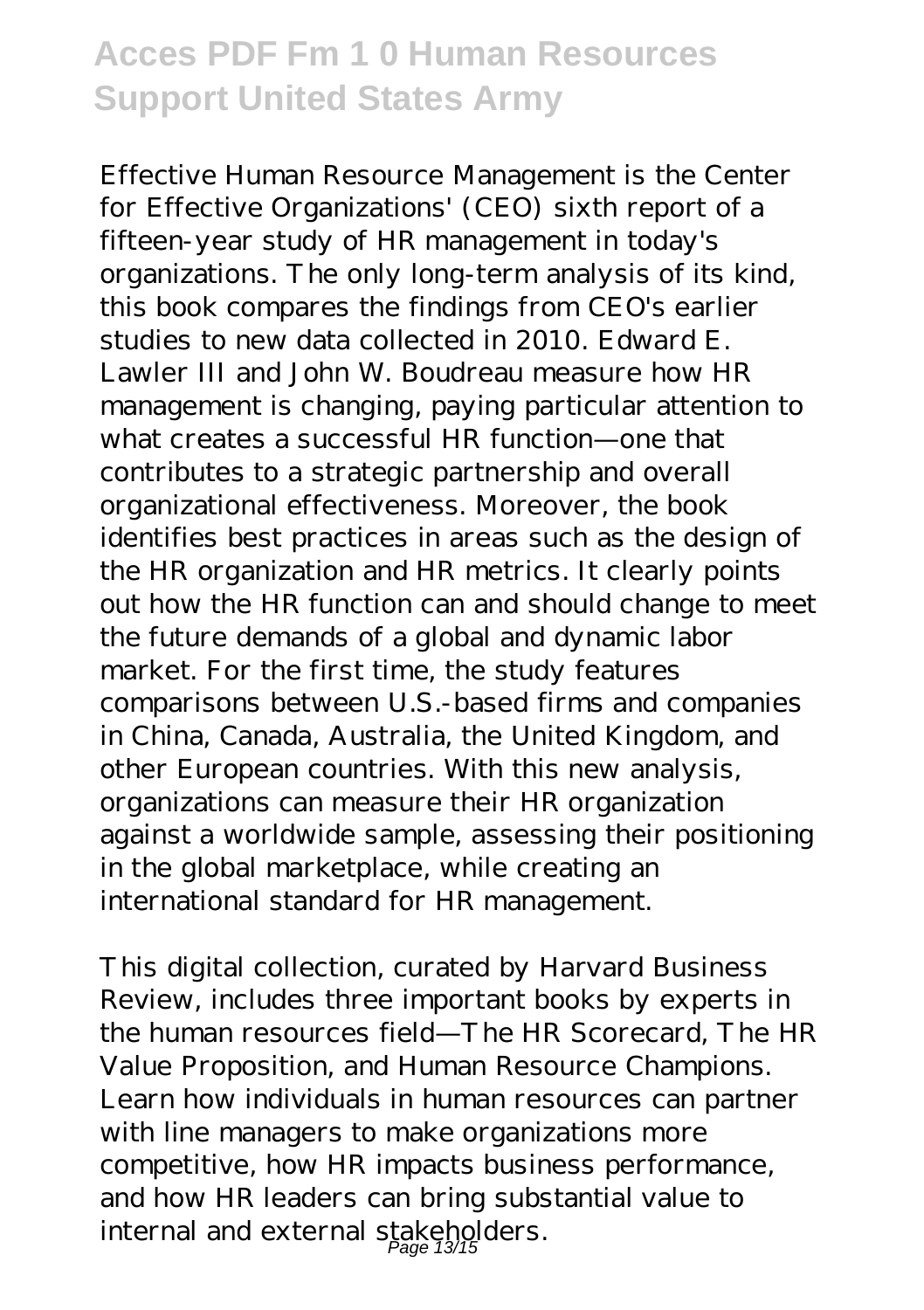Effective Human Resource Management is the Center for Effective Organizations' (CEO) sixth report of a fifteen-year study of HR management in today's organizations. The only long-term analysis of its kind, this book compares the findings from CEO's earlier studies to new data collected in 2010. Edward E. Lawler III and John W. Boudreau measure how HR management is changing, paying particular attention to what creates a successful HR function—one that contributes to a strategic partnership and overall organizational effectiveness. Moreover, the book identifies best practices in areas such as the design of the HR organization and HR metrics. It clearly points out how the HR function can and should change to meet the future demands of a global and dynamic labor market. For the first time, the study features comparisons between U.S.-based firms and companies in China, Canada, Australia, the United Kingdom, and other European countries. With this new analysis, organizations can measure their HR organization against a worldwide sample, assessing their positioning in the global marketplace, while creating an international standard for HR management.

This digital collection, curated by Harvard Business Review, includes three important books by experts in the human resources field—The HR Scorecard, The HR Value Proposition, and Human Resource Champions. Learn how individuals in human resources can partner with line managers to make organizations more competitive, how HR impacts business performance, and how HR leaders can bring substantial value to internal and external stakeholders.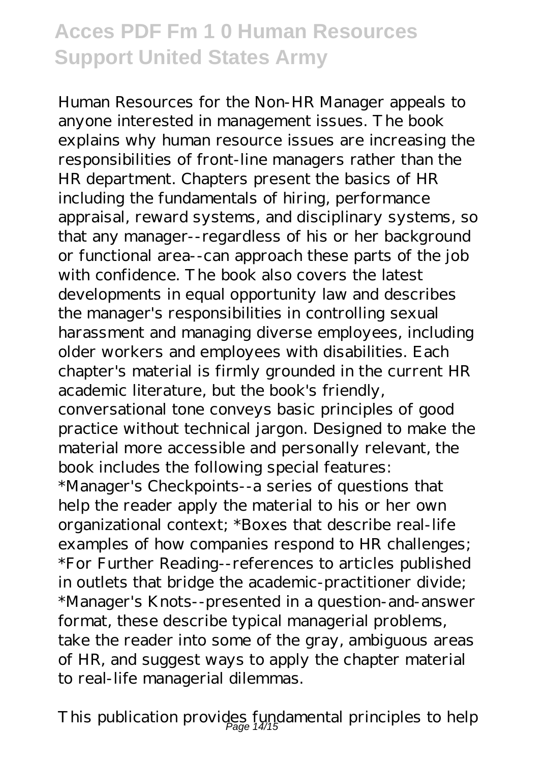Human Resources for the Non-HR Manager appeals to anyone interested in management issues. The book explains why human resource issues are increasing the responsibilities of front-line managers rather than the HR department. Chapters present the basics of HR including the fundamentals of hiring, performance appraisal, reward systems, and disciplinary systems, so that any manager--regardless of his or her background or functional area--can approach these parts of the job with confidence. The book also covers the latest developments in equal opportunity law and describes the manager's responsibilities in controlling sexual harassment and managing diverse employees, including older workers and employees with disabilities. Each chapter's material is firmly grounded in the current HR academic literature, but the book's friendly, conversational tone conveys basic principles of good practice without technical jargon. Designed to make the material more accessible and personally relevant, the book includes the following special features: *Manager's Checkpoints--a series of questions that help the reader apply the material to his or her own organizational context; *Boxes that describe real-life examples of how companies respond to HR challenges; *For Further Reading--references to articles published in outlets that bridge the academic-practitioner divide; *Manager's Knots--presented in a question-and-answer format, these describe typical managerial problems, take the reader into some of the gray, ambiguous areas of HR, and suggest ways to apply the chapter material to real-life managerial dilemmas.

This publication provides fundamental principles to help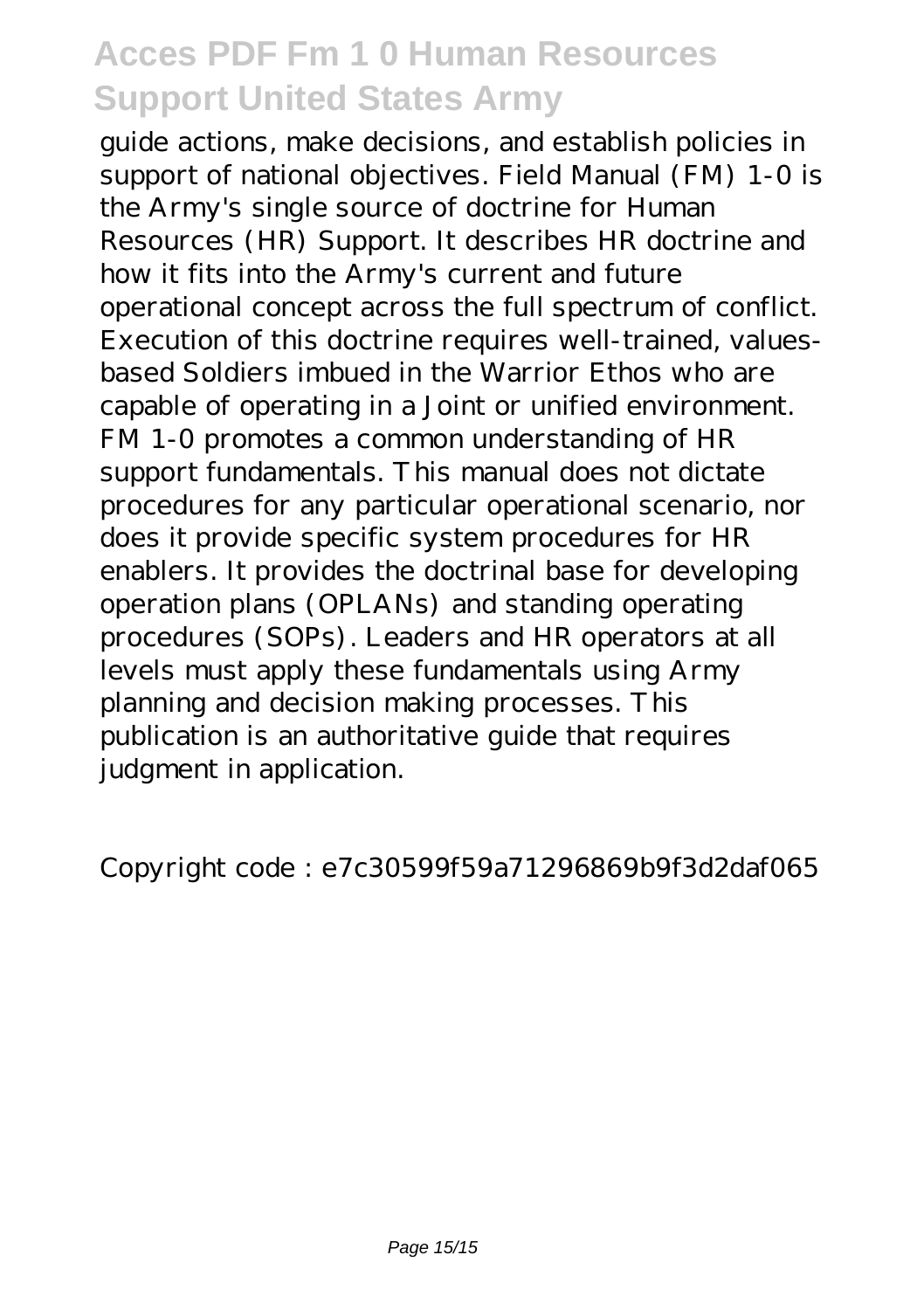guide actions, make decisions, and establish policies in support of national objectives. Field Manual (FM) 1-0 is the Army's single source of doctrine for Human Resources (HR) Support. It describes HR doctrine and how it fits into the Army's current and future operational concept across the full spectrum of conflict. Execution of this doctrine requires well-trained, values-based Soldiers imbued in the Warrior Ethos who are capable of operating in a Joint or unified environment. FM 1-0 promotes a common understanding of HR support fundamentals. This manual does not dictate procedures for any particular operational scenario, nor does it provide specific system procedures for HR enablers. It provides the doctrinal base for developing operation plans (OPLANs) and standing operating procedures (SOPs). Leaders and HR operators at all levels must apply these fundamentals using Army planning and decision making processes. This publication is an authoritative guide that requires judgment in application.

Copyright code : e7c30599f59a71296869b9f3d2daf065